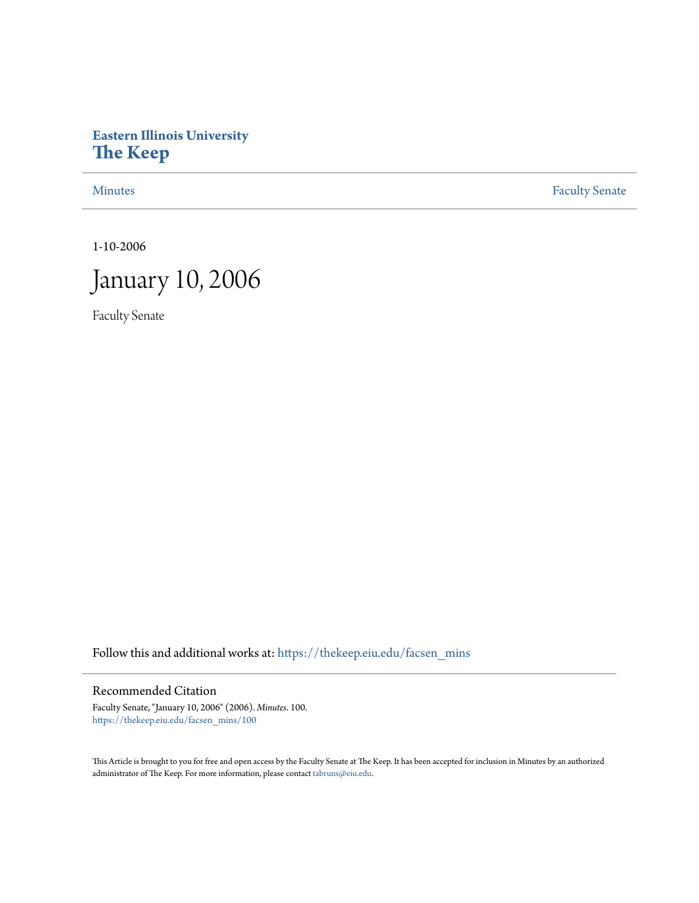Eastern Illinois University

# The Keep

Minutes | Faculty Senate

1-10-2006

# January 10, 2006

Faculty Senate

Follow this and additional works at: https://thekeep.eiu.edu/facsen_mins

## Recommended Citation

Faculty Senate, "January 10, 2006" (2006). *Minutes*. 100.
https://thekeep.eiu.edu/facsen_mins/100

This Article is brought to you for free and open access by the Faculty Senate at The Keep. It has been accepted for inclusion in Minutes by an authorized administrator of The Keep. For more information, please contact tabruns@eiu.edu.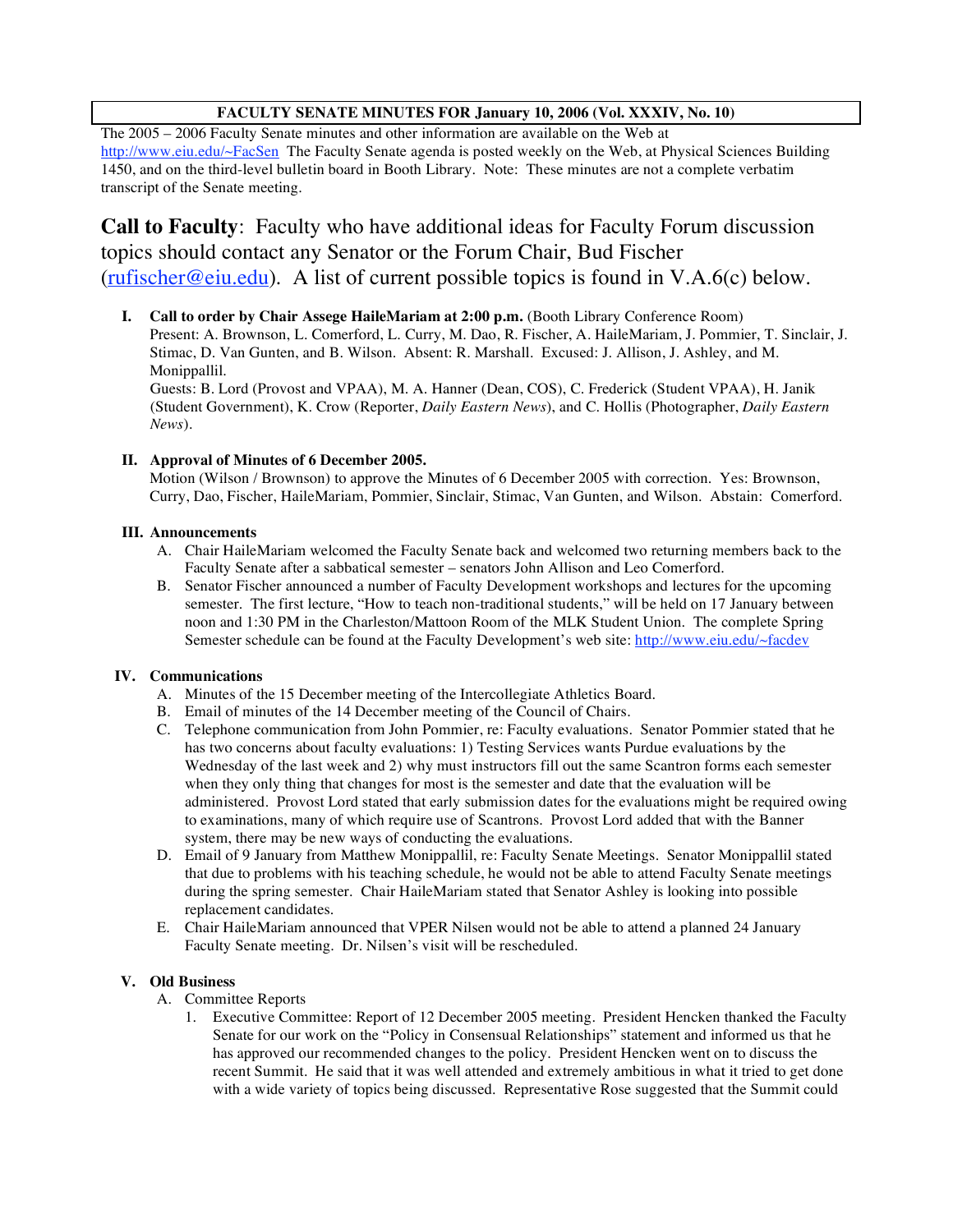**FACULTY SENATE MINUTES FOR January 10, 2006 (Vol. XXXIV, No. 10)**

The 2005 – 2006 Faculty Senate minutes and other information are available on the Web at http://www.eiu.edu/~FacSen The Faculty Senate agenda is posted weekly on the Web, at Physical Sciences Building 1450, and on the third-level bulletin board in Booth Library. Note: These minutes are not a complete verbatim transcript of the Senate meeting.

**Call to Faculty**: Faculty who have additional ideas for Faculty Forum discussion topics should contact any Senator or the Forum Chair, Bud Fischer (rufischer@eiu.edu). A list of current possible topics is found in V.A.6(c) below.

**I. Call to order by Chair Assege HaileMariam at 2:00 p.m.** (Booth Library Conference Room)
Present: A. Brownson, L. Comerford, L. Curry, M. Dao, R. Fischer, A. HaileMariam, J. Pommier, T. Sinclair, J. Stimac, D. Van Gunten, and B. Wilson. Absent: R. Marshall. Excused: J. Allison, J. Ashley, and M. Monippallil.
Guests: B. Lord (Provost and VPAA), M. A. Hanner (Dean, COS), C. Frederick (Student VPAA), H. Janik (Student Government), K. Crow (Reporter, *Daily Eastern News*), and C. Hollis (Photographer, *Daily Eastern News*).

**II. Approval of Minutes of 6 December 2005.**
Motion (Wilson / Brownson) to approve the Minutes of 6 December 2005 with correction. Yes: Brownson, Curry, Dao, Fischer, HaileMariam, Pommier, Sinclair, Stimac, Van Gunten, and Wilson. Abstain: Comerford.

**III. Announcements**

A. Chair HaileMariam welcomed the Faculty Senate back and welcomed two returning members back to the Faculty Senate after a sabbatical semester – senators John Allison and Leo Comerford.

B. Senator Fischer announced a number of Faculty Development workshops and lectures for the upcoming semester. The first lecture, "How to teach non-traditional students," will be held on 17 January between noon and 1:30 PM in the Charleston/Mattoon Room of the MLK Student Union. The complete Spring Semester schedule can be found at the Faculty Development's web site: http://www.eiu.edu/~facdev

**IV. Communications**

A. Minutes of the 15 December meeting of the Intercollegiate Athletics Board.

B. Email of minutes of the 14 December meeting of the Council of Chairs.

C. Telephone communication from John Pommier, re: Faculty evaluations. Senator Pommier stated that he has two concerns about faculty evaluations: 1) Testing Services wants Purdue evaluations by the Wednesday of the last week and 2) why must instructors fill out the same Scantron forms each semester when they only thing that changes for most is the semester and date that the evaluation will be administered. Provost Lord stated that early submission dates for the evaluations might be required owing to examinations, many of which require use of Scantrons. Provost Lord added that with the Banner system, there may be new ways of conducting the evaluations.

D. Email of 9 January from Matthew Monippallil, re: Faculty Senate Meetings. Senator Monippallil stated that due to problems with his teaching schedule, he would not be able to attend Faculty Senate meetings during the spring semester. Chair HaileMariam stated that Senator Ashley is looking into possible replacement candidates.

E. Chair HaileMariam announced that VPER Nilsen would not be able to attend a planned 24 January Faculty Senate meeting. Dr. Nilsen's visit will be rescheduled.

**V. Old Business**

A. Committee Reports

1. Executive Committee: Report of 12 December 2005 meeting. President Hencken thanked the Faculty Senate for our work on the "Policy in Consensual Relationships" statement and informed us that he has approved our recommended changes to the policy. President Hencken went on to discuss the recent Summit. He said that it was well attended and extremely ambitious in what it tried to get done with a wide variety of topics being discussed. Representative Rose suggested that the Summit could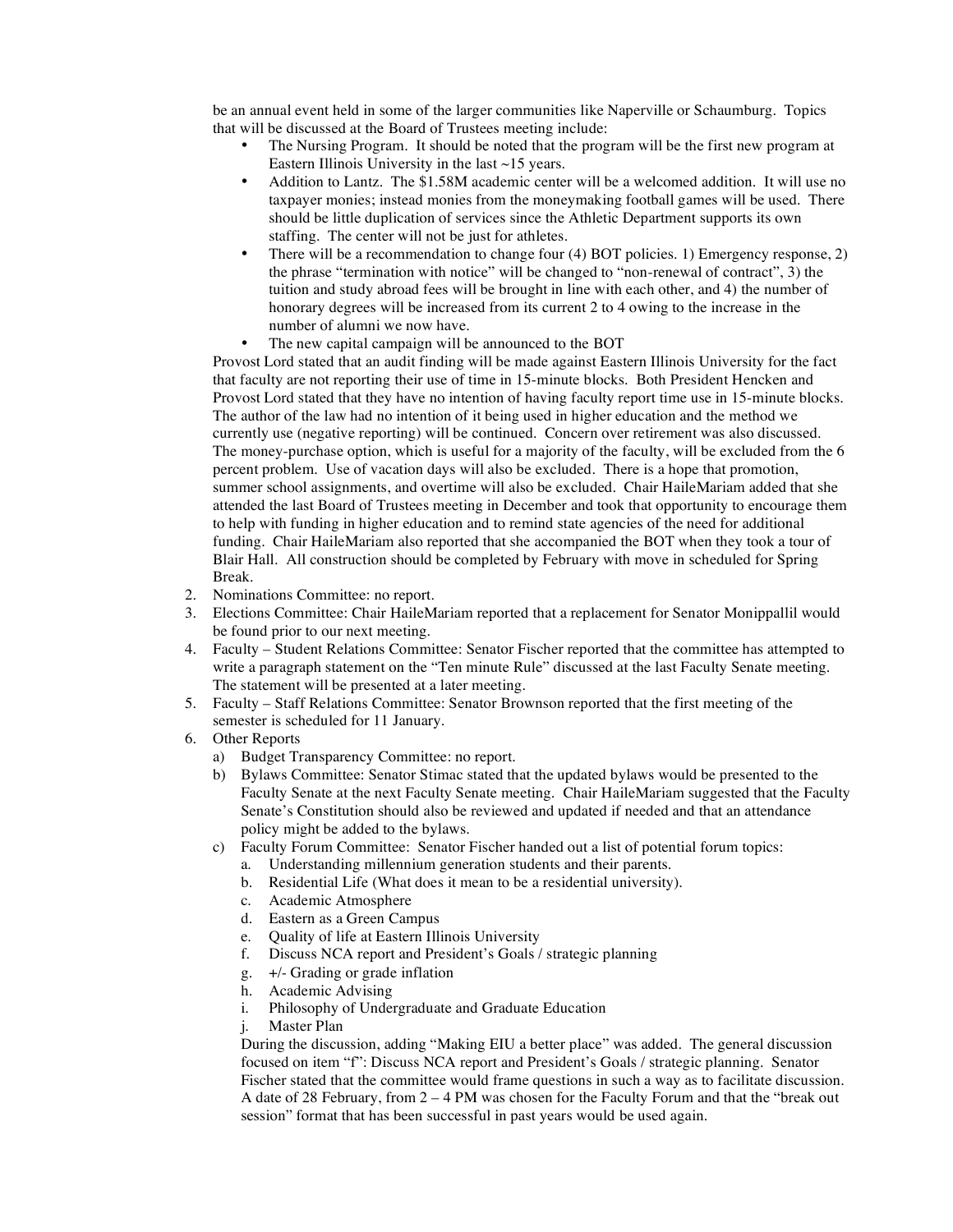be an annual event held in some of the larger communities like Naperville or Schaumburg. Topics that will be discussed at the Board of Trustees meeting include:

- The Nursing Program. It should be noted that the program will be the first new program at Eastern Illinois University in the last ~15 years.
- Addition to Lantz. The $1.58M academic center will be a welcomed addition. It will use no taxpayer monies; instead monies from the moneymaking football games will be used. There should be little duplication of services since the Athletic Department supports its own staffing. The center will not be just for athletes.
- There will be a recommendation to change four (4) BOT policies. 1) Emergency response, 2) the phrase "termination with notice" will be changed to "non-renewal of contract", 3) the tuition and study abroad fees will be brought in line with each other, and 4) the number of honorary degrees will be increased from its current 2 to 4 owing to the increase in the number of alumni we now have.
- The new capital campaign will be announced to the BOT

Provost Lord stated that an audit finding will be made against Eastern Illinois University for the fact that faculty are not reporting their use of time in 15-minute blocks. Both President Hencken and Provost Lord stated that they have no intention of having faculty report time use in 15-minute blocks. The author of the law had no intention of it being used in higher education and the method we currently use (negative reporting) will be continued. Concern over retirement was also discussed. The money-purchase option, which is useful for a majority of the faculty, will be excluded from the 6 percent problem. Use of vacation days will also be excluded. There is a hope that promotion, summer school assignments, and overtime will also be excluded. Chair HaileMariam added that she attended the last Board of Trustees meeting in December and took that opportunity to encourage them to help with funding in higher education and to remind state agencies of the need for additional funding. Chair HaileMariam also reported that she accompanied the BOT when they took a tour of Blair Hall. All construction should be completed by February with move in scheduled for Spring Break.

2. Nominations Committee: no report.
3. Elections Committee: Chair HaileMariam reported that a replacement for Senator Monippallil would be found prior to our next meeting.
4. Faculty – Student Relations Committee: Senator Fischer reported that the committee has attempted to write a paragraph statement on the "Ten minute Rule" discussed at the last Faculty Senate meeting. The statement will be presented at a later meeting.
5. Faculty – Staff Relations Committee: Senator Brownson reported that the first meeting of the semester is scheduled for 11 January.
6. Other Reports
   a) Budget Transparency Committee: no report.
   b) Bylaws Committee: Senator Stimac stated that the updated bylaws would be presented to the Faculty Senate at the next Faculty Senate meeting. Chair HaileMariam suggested that the Faculty Senate's Constitution should also be reviewed and updated if needed and that an attendance policy might be added to the bylaws.
   c) Faculty Forum Committee: Senator Fischer handed out a list of potential forum topics:
      a. Understanding millennium generation students and their parents.
      b. Residential Life (What does it mean to be a residential university).
      c. Academic Atmosphere
      d. Eastern as a Green Campus
      e. Quality of life at Eastern Illinois University
      f. Discuss NCA report and President's Goals / strategic planning
      g. +/- Grading or grade inflation
      h. Academic Advising
      i. Philosophy of Undergraduate and Graduate Education
      j. Master Plan

   During the discussion, adding "Making EIU a better place" was added. The general discussion focused on item "f": Discuss NCA report and President's Goals / strategic planning. Senator Fischer stated that the committee would frame questions in such a way as to facilitate discussion. A date of 28 February, from 2 – 4 PM was chosen for the Faculty Forum and that the "break out session" format that has been successful in past years would be used again.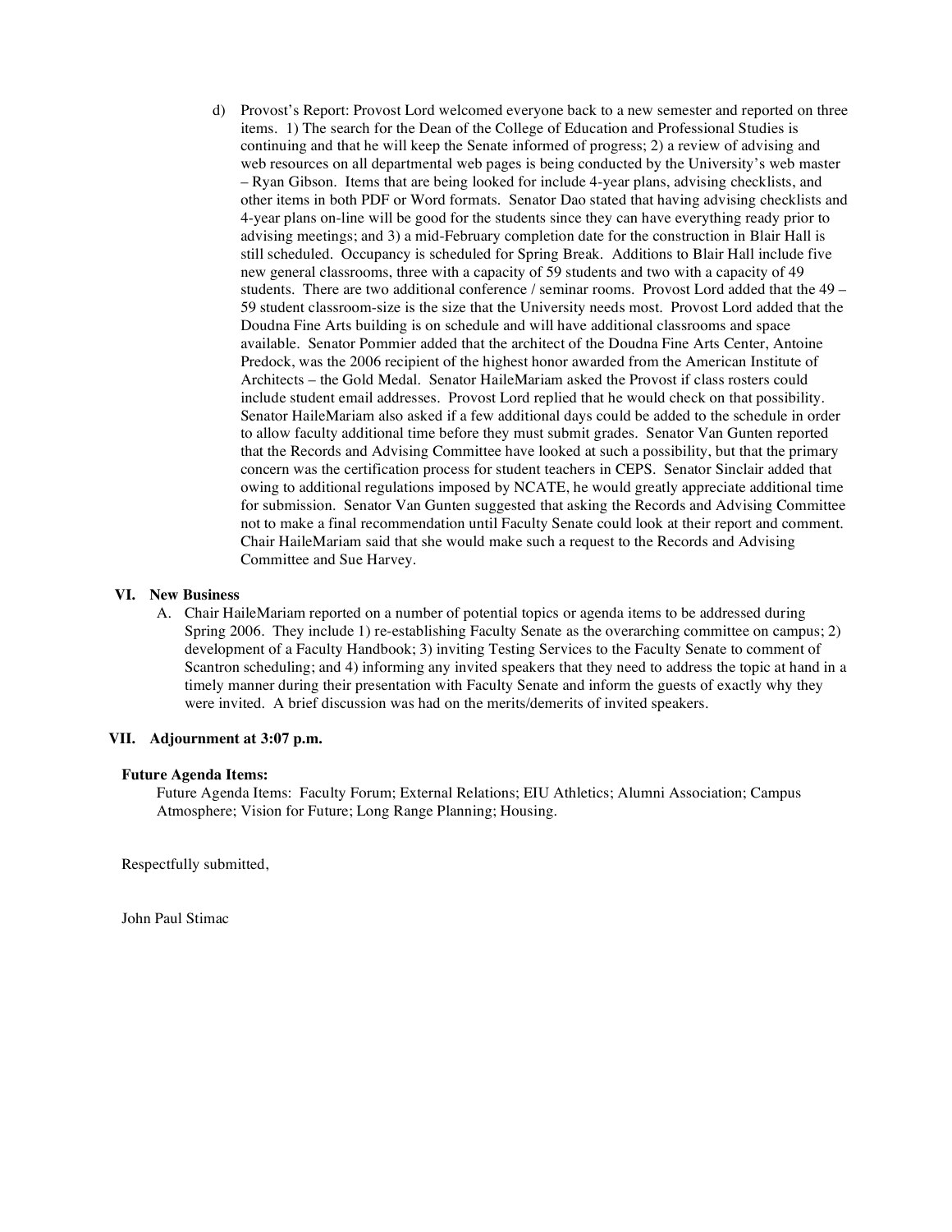d) Provost's Report: Provost Lord welcomed everyone back to a new semester and reported on three items. 1) The search for the Dean of the College of Education and Professional Studies is continuing and that he will keep the Senate informed of progress; 2) a review of advising and web resources on all departmental web pages is being conducted by the University's web master – Ryan Gibson. Items that are being looked for include 4-year plans, advising checklists, and other items in both PDF or Word formats. Senator Dao stated that having advising checklists and 4-year plans on-line will be good for the students since they can have everything ready prior to advising meetings; and 3) a mid-February completion date for the construction in Blair Hall is still scheduled. Occupancy is scheduled for Spring Break. Additions to Blair Hall include five new general classrooms, three with a capacity of 59 students and two with a capacity of 49 students. There are two additional conference / seminar rooms. Provost Lord added that the 49 – 59 student classroom-size is the size that the University needs most. Provost Lord added that the Doudna Fine Arts building is on schedule and will have additional classrooms and space available. Senator Pommier added that the architect of the Doudna Fine Arts Center, Antoine Predock, was the 2006 recipient of the highest honor awarded from the American Institute of Architects – the Gold Medal. Senator HaileMariam asked the Provost if class rosters could include student email addresses. Provost Lord replied that he would check on that possibility. Senator HaileMariam also asked if a few additional days could be added to the schedule in order to allow faculty additional time before they must submit grades. Senator Van Gunten reported that the Records and Advising Committee have looked at such a possibility, but that the primary concern was the certification process for student teachers in CEPS. Senator Sinclair added that owing to additional regulations imposed by NCATE, he would greatly appreciate additional time for submission. Senator Van Gunten suggested that asking the Records and Advising Committee not to make a final recommendation until Faculty Senate could look at their report and comment. Chair HaileMariam said that she would make such a request to the Records and Advising Committee and Sue Harvey.

## VI. New Business

A. Chair HaileMariam reported on a number of potential topics or agenda items to be addressed during Spring 2006. They include 1) re-establishing Faculty Senate as the overarching committee on campus; 2) development of a Faculty Handbook; 3) inviting Testing Services to the Faculty Senate to comment of Scantron scheduling; and 4) informing any invited speakers that they need to address the topic at hand in a timely manner during their presentation with Faculty Senate and inform the guests of exactly why they were invited. A brief discussion was had on the merits/demerits of invited speakers.

## VII. Adjournment at 3:07 p.m.

**Future Agenda Items:**

Future Agenda Items: Faculty Forum; External Relations; EIU Athletics; Alumni Association; Campus Atmosphere; Vision for Future; Long Range Planning; Housing.

Respectfully submitted,

John Paul Stimac